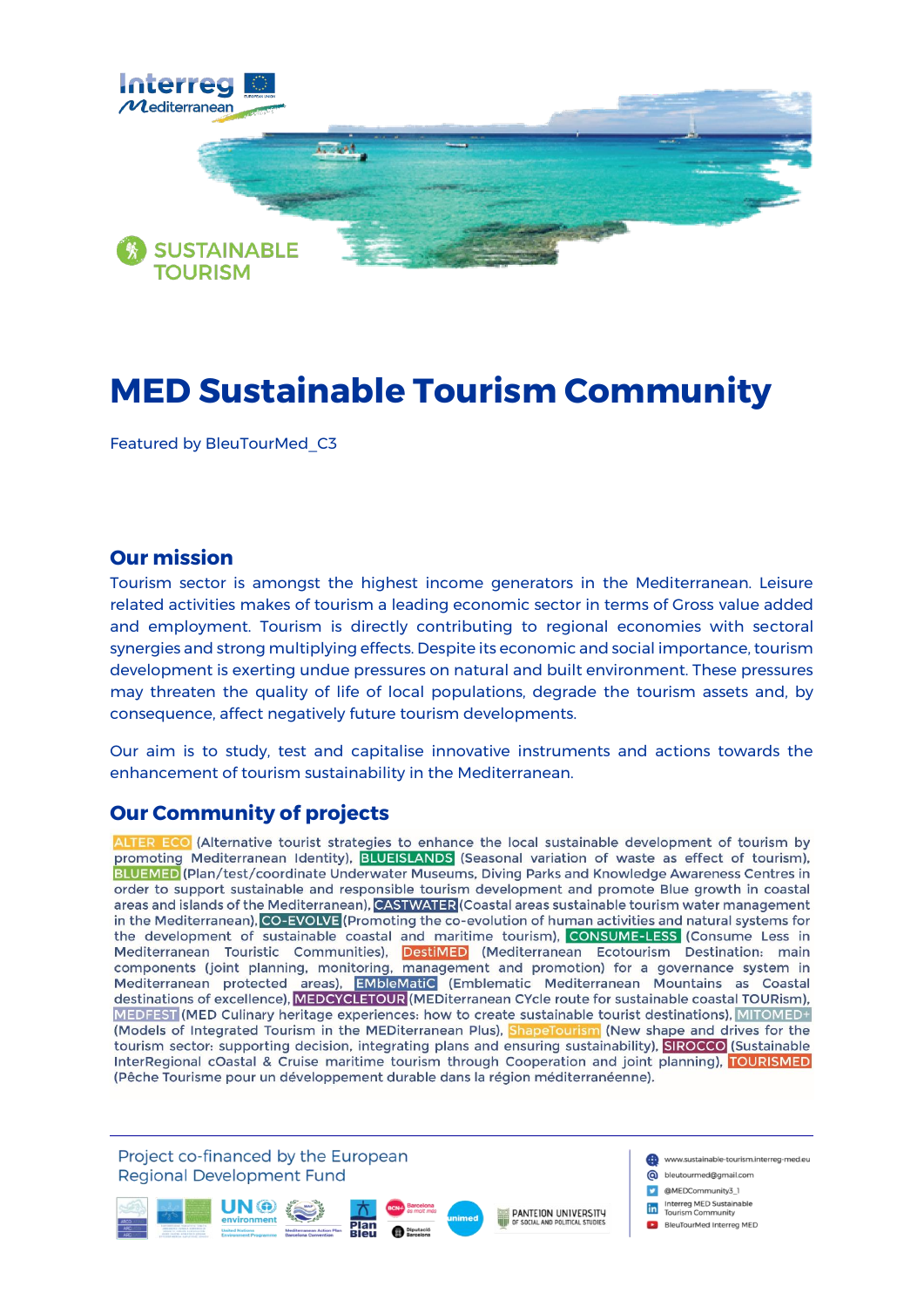SUSTAINABLE TOURISM

# MED Sustainable Tourism Community

Featured by BleuTourMed_C3

## Our mission

Tourism sector is amongst the highest income generators in the Mediterranean. Leisure related activities makes of tourism a leading economic sector in terms of Gross value added and employment. Tourism is directly contributing to regional economies with sectoral synergies and strong multiplying effects. Despite its economic and social importance, tourism development is exerting undue pressures on natural and built environment. These pressures may threaten the quality of life of local populations, degrade the tourism assets and, by consequence, affect negatively future tourism developments.

Our aim is to study, test and capitalise innovative instruments and actions towards the enhancement of tourism sustainability in the Mediterranean.

## Our Community of projects

ALTER ECO (Alternative tourist strategies to enhance the local sustainable development of tourism by promoting Mediterranean Identity), BLUEISLANDS (Seasonal variation of waste as effect of tourism), BLUEMED (Plan/test/coordinate Underwater Museums, Diving Parks and Knowledge Awareness Centres in order to support sustainable and responsible tourism development and promote Blue growth in coastal areas and islands of the Mediterranean), CASTWATER (Coastal areas sustainable tourism water management in the Mediterranean), CO-EVOLVE (Promoting the co-evolution of human activities and natural systems for the development of sustainable coastal and maritime tourism), CONSUME-LESS (Consume Less in Mediterranean Touristic Communities), DestiMED (Mediterranean Ecotourism Destination: main components (joint planning, monitoring, management and promotion) for a governance system in Mediterranean protected areas), EMbleMatiC (Emblematic Mediterranean Mountains as Coastal destinations of excellence), MEDCYCLETOUR (MEDiterranean CYcle route for sustainable coastal TOURism), MEDFEST (MED Culinary heritage experiences: how to create sustainable tourist destinations), MITOMED+ (Models of Integrated Tourism in the MEDiterranean Plus), ShapeTourism (New shape and drives for the tourism sector: supporting decision, integrating plans and ensuring sustainability), SIROCCO (Sustainable InterRegional cOastal & Cruise maritime tourism through Cooperation and joint planning), TOURISMED (Pêche Tourisme pour un développement durable dans la région méditerranéenne).

Project co-financed by the European Regional Development Fund

www.sustainable-tourism.interreg-med.eu
bleutourmed@gmail.com
@MEDCommunity3_1
Interreg MED Sustainable Tourism Community
BleuTourMed Interreg MED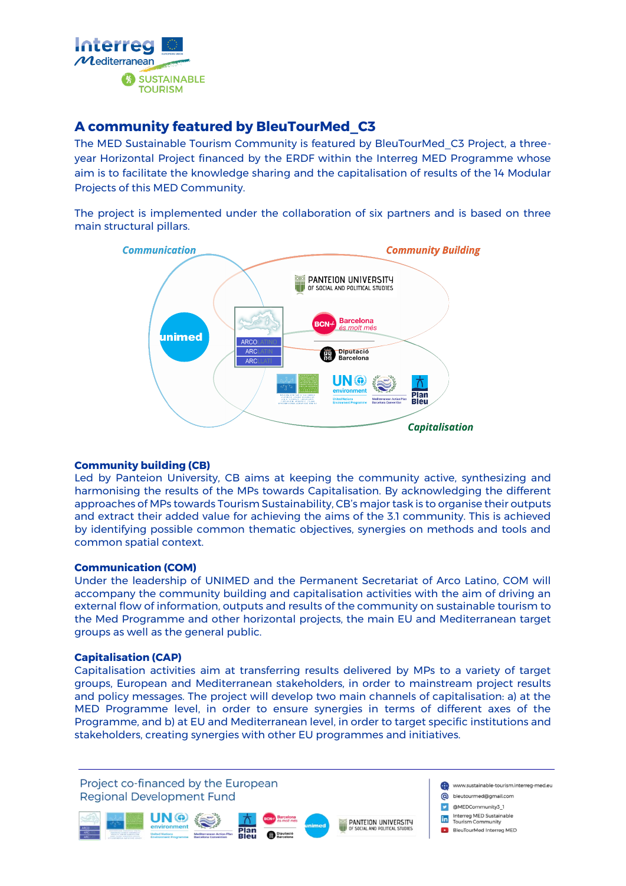## A community featured by BleuTourMed_C3

The MED Sustainable Tourism Community is featured by BleuTourMed_C3 Project, a three-year Horizontal Project financed by the ERDF within the Interreg MED Programme whose aim is to facilitate the knowledge sharing and the capitalisation of results of the 14 Modular Projects of this MED Community.

The project is implemented under the collaboration of six partners and is based on three main structural pillars.

Communication

Community Building

Capitalisation

### Community building (CB)

Led by Panteion University, CB aims at keeping the community active, synthesizing and harmonising the results of the MPs towards Capitalisation. By acknowledging the different approaches of MPs towards Tourism Sustainability, CB's major task is to organise their outputs and extract their added value for achieving the aims of the 3.1 community. This is achieved by identifying possible common thematic objectives, synergies on methods and tools and common spatial context.

### Communication (COM)

Under the leadership of UNIMED and the Permanent Secretariat of Arco Latino, COM will accompany the community building and capitalisation activities with the aim of driving an external flow of information, outputs and results of the community on sustainable tourism to the Med Programme and other horizontal projects, the main EU and Mediterranean target groups as well as the general public.

### Capitalisation (CAP)

Capitalisation activities aim at transferring results delivered by MPs to a variety of target groups, European and Mediterranean stakeholders, in order to mainstream project results and policy messages. The project will develop two main channels of capitalisation: a) at the MED Programme level, in order to ensure synergies in terms of different axes of the Programme, and b) at EU and Mediterranean level, in order to target specific institutions and stakeholders, creating synergies with other EU programmes and initiatives.

Project co-financed by the European Regional Development Fund

www.sustainable-tourism.interreg-med.eu
bleutourmed@gmail.com
@MEDCommunity3_1
Interreg MED Sustainable Tourism Community
BleuTourMed Interreg MED